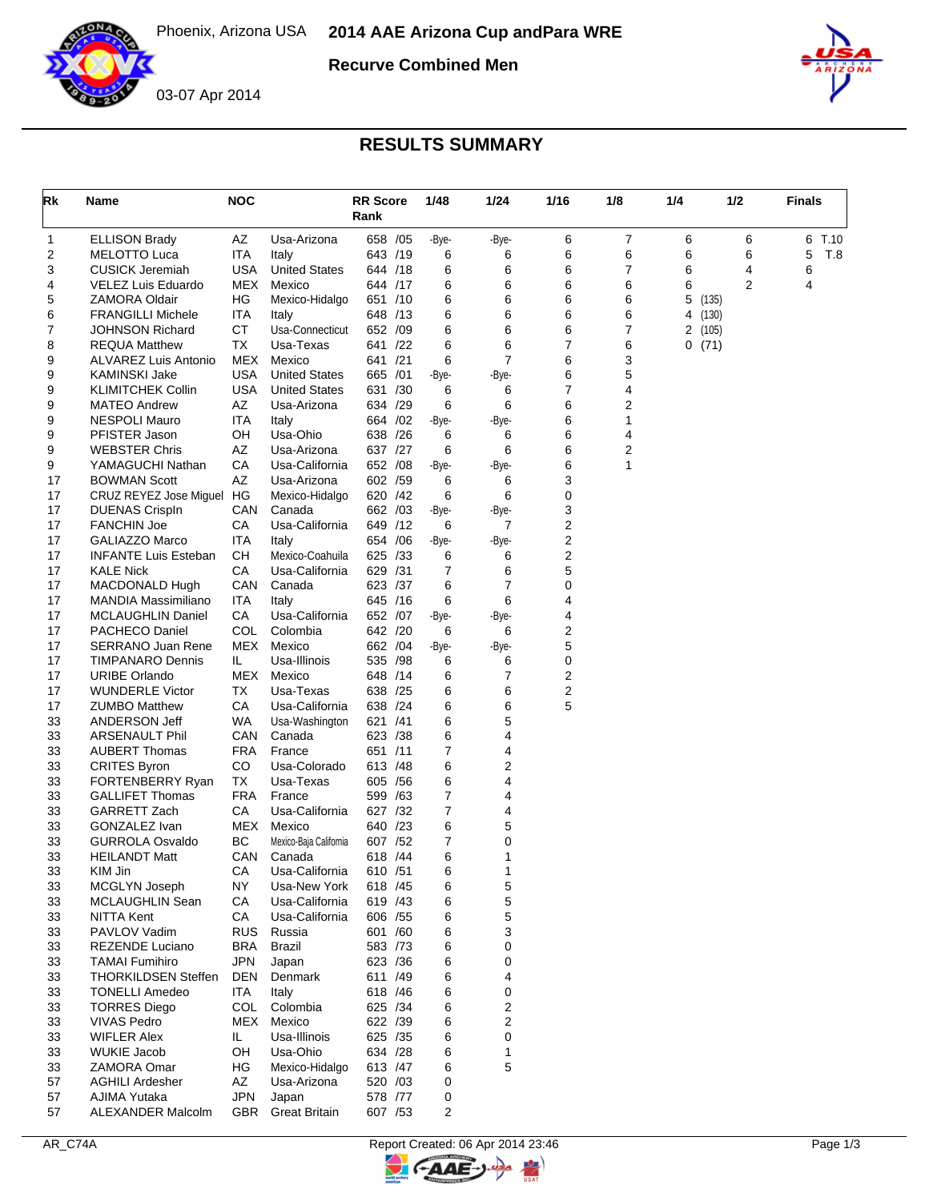Phoenix, Arizona USA

# 2014 AAE Arizona Cup andPara WRE

**Recurve Combined Men**

03-07 Apr 2014

## RESULTS SUMMARY

| Rk | Name | NOC | | RR Score Rank | 1/48 | 1/24 | 1/16 | 1/8 | 1/4 | 1/2 | Finals |
|---|---|---|---|---|---|---|---|---|---|---|---|
| 1 | ELLISON Brady | AZ | Usa-Arizona | 658 /05 | -Bye- | -Bye- | 6 | 7 | 6 | 6 | 6 T.10 |
| 2 | MELOTTO Luca | ITA | Italy | 643 /19 | 6 | 6 | 6 | 6 | 6 | 6 | 5 T.8 |
| 3 | CUSICK Jeremiah | USA | United States | 644 /18 | 6 | 6 | 6 | 7 | 6 | 4 | 6 |
| 4 | VELEZ Luis Eduardo | MEX | Mexico | 644 /17 | 6 | 6 | 6 | 6 | 6 | 2 | 4 |
| 5 | ZAMORA Oldair | HG | Mexico-Hidalgo | 651 /10 | 6 | 6 | 6 | 6 | 5 (135) | | |
| 6 | FRANGILLI Michele | ITA | Italy | 648 /13 | 6 | 6 | 6 | 6 | 4 (130) | | |
| 7 | JOHNSON Richard | CT | Usa-Connecticut | 652 /09 | 6 | 6 | 6 | 7 | 2 (105) | | |
| 8 | REQUA Matthew | TX | Usa-Texas | 641 /22 | 6 | 6 | 7 | 6 | 0 (71) | | |
| 9 | ALVAREZ Luis Antonio | MEX | Mexico | 641 /21 | 6 | 7 | 6 | 3 | | | |
| 9 | KAMINSKI Jake | USA | United States | 665 /01 | -Bye- | -Bye- | 6 | 5 | | | |
| 9 | KLIMITCHEK Collin | USA | United States | 631 /30 | 6 | 6 | 7 | 4 | | | |
| 9 | MATEO Andrew | AZ | Usa-Arizona | 634 /29 | 6 | 6 | 6 | 2 | | | |
| 9 | NESPOLI Mauro | ITA | Italy | 664 /02 | -Bye- | -Bye- | 6 | 1 | | | |
| 9 | PFISTER Jason | OH | Usa-Ohio | 638 /26 | 6 | 6 | 6 | 4 | | | |
| 9 | WEBSTER Chris | AZ | Usa-Arizona | 637 /27 | 6 | 6 | 6 | 2 | | | |
| 9 | YAMAGUCHI Nathan | CA | Usa-California | 652 /08 | -Bye- | -Bye- | 6 | 1 | | | |
| 17 | BOWMAN Scott | AZ | Usa-Arizona | 602 /59 | 6 | 6 | 3 | | | | |
| 17 | CRUZ REYEZ Jose Miguel | HG | Mexico-Hidalgo | 620 /42 | 6 | 6 | 0 | | | | |
| 17 | DUENAS CrispIn | CAN | Canada | 662 /03 | -Bye- | -Bye- | 3 | | | | |
| 17 | FANCHIN Joe | CA | Usa-California | 649 /12 | 6 | 7 | 2 | | | | |
| 17 | GALIAZZO Marco | ITA | Italy | 654 /06 | -Bye- | -Bye- | 2 | | | | |
| 17 | INFANTE Luis Esteban | CH | Mexico-Coahuila | 625 /33 | 6 | 6 | 2 | | | | |
| 17 | KALE Nick | CA | Usa-California | 629 /31 | 7 | 6 | 5 | | | | |
| 17 | MACDONALD Hugh | CAN | Canada | 623 /37 | 6 | 7 | 0 | | | | |
| 17 | MANDIA Massimiliano | ITA | Italy | 645 /16 | 6 | 6 | 4 | | | | |
| 17 | MCLAUGHLIN Daniel | CA | Usa-California | 652 /07 | -Bye- | -Bye- | 4 | | | | |
| 17 | PACHECO Daniel | COL | Colombia | 642 /20 | 6 | 6 | 2 | | | | |
| 17 | SERRANO Juan Rene | MEX | Mexico | 662 /04 | -Bye- | -Bye- | 5 | | | | |
| 17 | TIMPANARO Dennis | IL | Usa-Illinois | 535 /98 | 6 | 6 | 0 | | | | |
| 17 | URIBE Orlando | MEX | Mexico | 648 /14 | 6 | 7 | 2 | | | | |
| 17 | WUNDERLE Victor | TX | Usa-Texas | 638 /25 | 6 | 6 | 2 | | | | |
| 17 | ZUMBO Matthew | CA | Usa-California | 638 /24 | 6 | 6 | 5 | | | | |
| 33 | ANDERSON Jeff | WA | Usa-Washington | 621 /41 | 6 | 5 | | | | | |
| 33 | ARSENAULT Phil | CAN | Canada | 623 /38 | 6 | 4 | | | | | |
| 33 | AUBERT Thomas | FRA | France | 651 /11 | 7 | 4 | | | | | |
| 33 | CRITES Byron | CO | Usa-Colorado | 613 /48 | 6 | 2 | | | | | |
| 33 | FORTENBERRY Ryan | TX | Usa-Texas | 605 /56 | 6 | 4 | | | | | |
| 33 | GALLIFET Thomas | FRA | France | 599 /63 | 7 | 4 | | | | | |
| 33 | GARRETT Zach | CA | Usa-California | 627 /32 | 7 | 4 | | | | | |
| 33 | GONZALEZ Ivan | MEX | Mexico | 640 /23 | 6 | 5 | | | | | |
| 33 | GURROLA Osvaldo | BC | Mexico-Baja California | 607 /52 | 7 | 0 | | | | | |
| 33 | HEILANDT Matt | CAN | Canada | 618 /44 | 6 | 1 | | | | | |
| 33 | KIM Jin | CA | Usa-California | 610 /51 | 6 | 1 | | | | | |
| 33 | MCGLYN Joseph | NY | Usa-New York | 618 /45 | 6 | 5 | | | | | |
| 33 | MCLAUGHLIN Sean | CA | Usa-California | 619 /43 | 6 | 5 | | | | | |
| 33 | NITTA Kent | CA | Usa-California | 606 /55 | 6 | 5 | | | | | |
| 33 | PAVLOV Vadim | RUS | Russia | 601 /60 | 6 | 3 | | | | | |
| 33 | REZENDE Luciano | BRA | Brazil | 583 /73 | 6 | 0 | | | | | |
| 33 | TAMAI Fumihiro | JPN | Japan | 623 /36 | 6 | 0 | | | | | |
| 33 | THORKILDSEN Steffen | DEN | Denmark | 611 /49 | 6 | 4 | | | | | |
| 33 | TONELLI Amedeo | ITA | Italy | 618 /46 | 6 | 0 | | | | | |
| 33 | TORRES Diego | COL | Colombia | 625 /34 | 6 | 2 | | | | | |
| 33 | VIVAS Pedro | MEX | Mexico | 622 /39 | 6 | 2 | | | | | |
| 33 | WIFLER Alex | IL | Usa-Illinois | 625 /35 | 6 | 0 | | | | | |
| 33 | WUKIE Jacob | OH | Usa-Ohio | 634 /28 | 6 | 1 | | | | | |
| 33 | ZAMORA Omar | HG | Mexico-Hidalgo | 613 /47 | 6 | 5 | | | | | |
| 57 | AGHILI Ardesher | AZ | Usa-Arizona | 520 /03 | 0 | | | | | | |
| 57 | AJIMA Yutaka | JPN | Japan | 578 /77 | 0 | | | | | | |
| 57 | ALEXANDER Malcolm | GBR | Great Britain | 607 /53 | 2 | | | | | | |

AR_C74A Report Created: 06 Apr 2014 23:46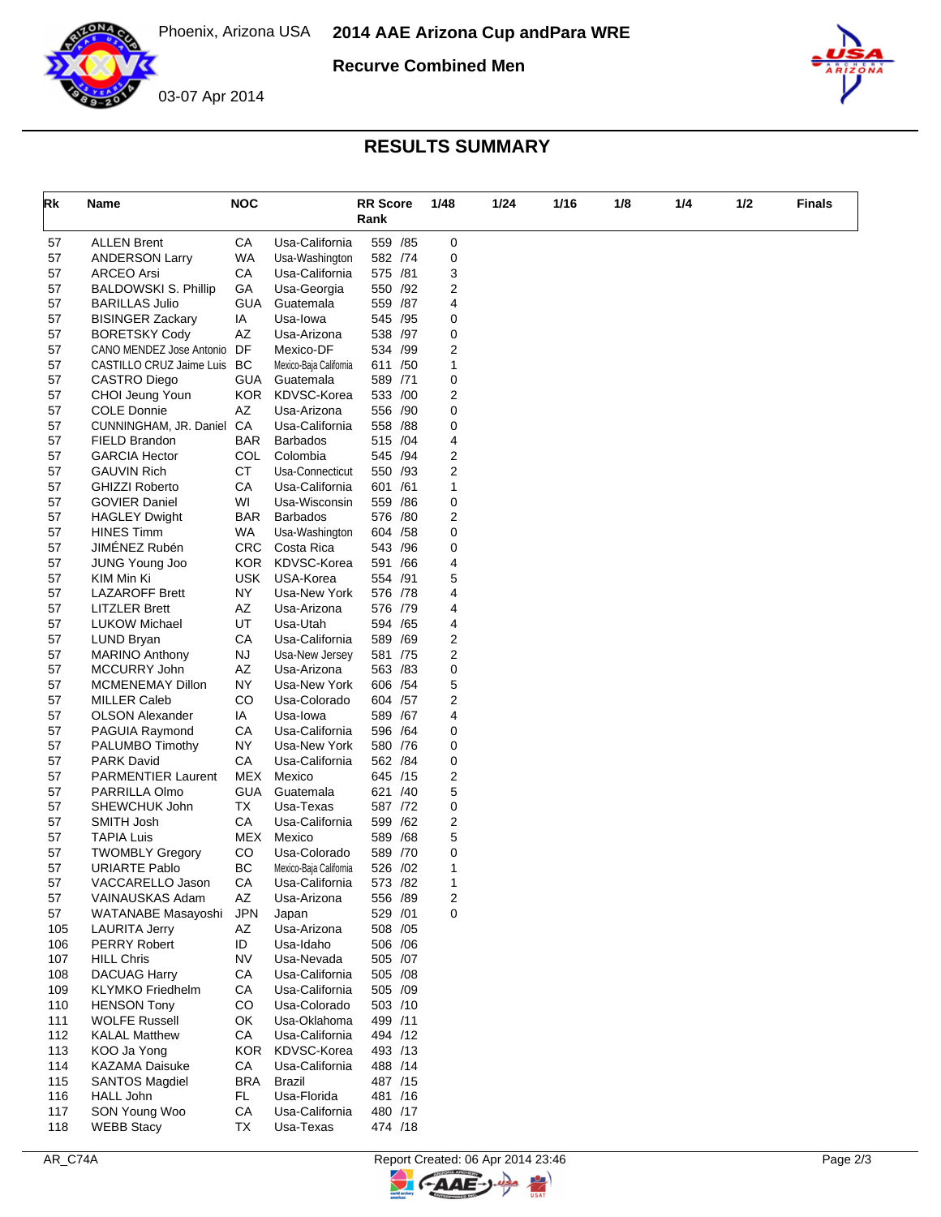# 2014 AAE Arizona Cup andPara WRE

Phoenix, Arizona USA

03-07 Apr 2014

**Recurve Combined Men**

## RESULTS SUMMARY

| Rk | Name | NOC | | RR Score Rank | 1/48 | 1/24 | 1/16 | 1/8 | 1/4 | 1/2 | Finals |
|---|---|---|---|---|---|---|---|---|---|---|---|
| 57 | ALLEN Brent | CA | Usa-California | 559 /85 | 0 | | | | | | |
| 57 | ANDERSON Larry | WA | Usa-Washington | 582 /74 | 0 | | | | | | |
| 57 | ARCEO Arsi | CA | Usa-California | 575 /81 | 3 | | | | | | |
| 57 | BALDOWSKI S. Phillip | GA | Usa-Georgia | 550 /92 | 2 | | | | | | |
| 57 | BARILLAS Julio | GUA | Guatemala | 559 /87 | 4 | | | | | | |
| 57 | BISINGER Zackary | IA | Usa-Iowa | 545 /95 | 0 | | | | | | |
| 57 | BORETSKY Cody | AZ | Usa-Arizona | 538 /97 | 0 | | | | | | |
| 57 | CANO MENDEZ Jose Antonio | DF | Mexico-DF | 534 /99 | 2 | | | | | | |
| 57 | CASTILLO CRUZ Jaime Luis | BC | Mexico-Baja California | 611 /50 | 1 | | | | | | |
| 57 | CASTRO Diego | GUA | Guatemala | 589 /71 | 0 | | | | | | |
| 57 | CHOI Jeung Youn | KOR | KDVSC-Korea | 533 /00 | 2 | | | | | | |
| 57 | COLE Donnie | AZ | Usa-Arizona | 556 /90 | 0 | | | | | | |
| 57 | CUNNINGHAM, JR. Daniel | CA | Usa-California | 558 /88 | 0 | | | | | | |
| 57 | FIELD Brandon | BAR | Barbados | 515 /04 | 4 | | | | | | |
| 57 | GARCIA Hector | COL | Colombia | 545 /94 | 2 | | | | | | |
| 57 | GAUVIN Rich | CT | Usa-Connecticut | 550 /93 | 2 | | | | | | |
| 57 | GHIZZI Roberto | CA | Usa-California | 601 /61 | 1 | | | | | | |
| 57 | GOVIER Daniel | WI | Usa-Wisconsin | 559 /86 | 0 | | | | | | |
| 57 | HAGLEY Dwight | BAR | Barbados | 576 /80 | 2 | | | | | | |
| 57 | HINES Timm | WA | Usa-Washington | 604 /58 | 0 | | | | | | |
| 57 | JIMÉNEZ Rubén | CRC | Costa Rica | 543 /96 | 0 | | | | | | |
| 57 | JUNG Young Joo | KOR | KDVSC-Korea | 591 /66 | 4 | | | | | | |
| 57 | KIM Min Ki | USK | USA-Korea | 554 /91 | 5 | | | | | | |
| 57 | LAZAROFF Brett | NY | Usa-New York | 576 /78 | 4 | | | | | | |
| 57 | LITZLER Brett | AZ | Usa-Arizona | 576 /79 | 4 | | | | | | |
| 57 | LUKOW Michael | UT | Usa-Utah | 594 /65 | 4 | | | | | | |
| 57 | LUND Bryan | CA | Usa-California | 589 /69 | 2 | | | | | | |
| 57 | MARINO Anthony | NJ | Usa-New Jersey | 581 /75 | 2 | | | | | | |
| 57 | MCCURRY John | AZ | Usa-Arizona | 563 /83 | 0 | | | | | | |
| 57 | MCMENEMAY Dillon | NY | Usa-New York | 606 /54 | 5 | | | | | | |
| 57 | MILLER Caleb | CO | Usa-Colorado | 604 /57 | 2 | | | | | | |
| 57 | OLSON Alexander | IA | Usa-Iowa | 589 /67 | 4 | | | | | | |
| 57 | PAGUIA Raymond | CA | Usa-California | 596 /64 | 0 | | | | | | |
| 57 | PALUMBO Timothy | NY | Usa-New York | 580 /76 | 0 | | | | | | |
| 57 | PARK David | CA | Usa-California | 562 /84 | 0 | | | | | | |
| 57 | PARMENTIER Laurent | MEX | Mexico | 645 /15 | 2 | | | | | | |
| 57 | PARRILLA Olmo | GUA | Guatemala | 621 /40 | 5 | | | | | | |
| 57 | SHEWCHUK John | TX | Usa-Texas | 587 /72 | 0 | | | | | | |
| 57 | SMITH Josh | CA | Usa-California | 599 /62 | 2 | | | | | | |
| 57 | TAPIA Luis | MEX | Mexico | 589 /68 | 5 | | | | | | |
| 57 | TWOMBLY Gregory | CO | Usa-Colorado | 589 /70 | 0 | | | | | | |
| 57 | URIARTE Pablo | BC | Mexico-Baja California | 526 /02 | 1 | | | | | | |
| 57 | VACCARELLO Jason | CA | Usa-California | 573 /82 | 1 | | | | | | |
| 57 | VAINAUSKAS Adam | AZ | Usa-Arizona | 556 /89 | 2 | | | | | | |
| 57 | WATANABE Masayoshi | JPN | Japan | 529 /01 | 0 | | | | | | |
| 105 | LAURITA Jerry | AZ | Usa-Arizona | 508 /05 | | | | | | | |
| 106 | PERRY Robert | ID | Usa-Idaho | 506 /06 | | | | | | | |
| 107 | HILL Chris | NV | Usa-Nevada | 505 /07 | | | | | | | |
| 108 | DACUAG Harry | CA | Usa-California | 505 /08 | | | | | | | |
| 109 | KLYMKO Friedhelm | CA | Usa-California | 505 /09 | | | | | | | |
| 110 | HENSON Tony | CO | Usa-Colorado | 503 /10 | | | | | | | |
| 111 | WOLFE Russell | OK | Usa-Oklahoma | 499 /11 | | | | | | | |
| 112 | KALAL Matthew | CA | Usa-California | 494 /12 | | | | | | | |
| 113 | KOO Ja Yong | KOR | KDVSC-Korea | 493 /13 | | | | | | | |
| 114 | KAZAMA Daisuke | CA | Usa-California | 488 /14 | | | | | | | |
| 115 | SANTOS Magdiel | BRA | Brazil | 487 /15 | | | | | | | |
| 116 | HALL John | FL | Usa-Florida | 481 /16 | | | | | | | |
| 117 | SON Young Woo | CA | Usa-California | 480 /17 | | | | | | | |
| 118 | WEBB Stacy | TX | Usa-Texas | 474 /18 | | | | | | | |

AR_C74A Report Created: 06 Apr 2014 23:46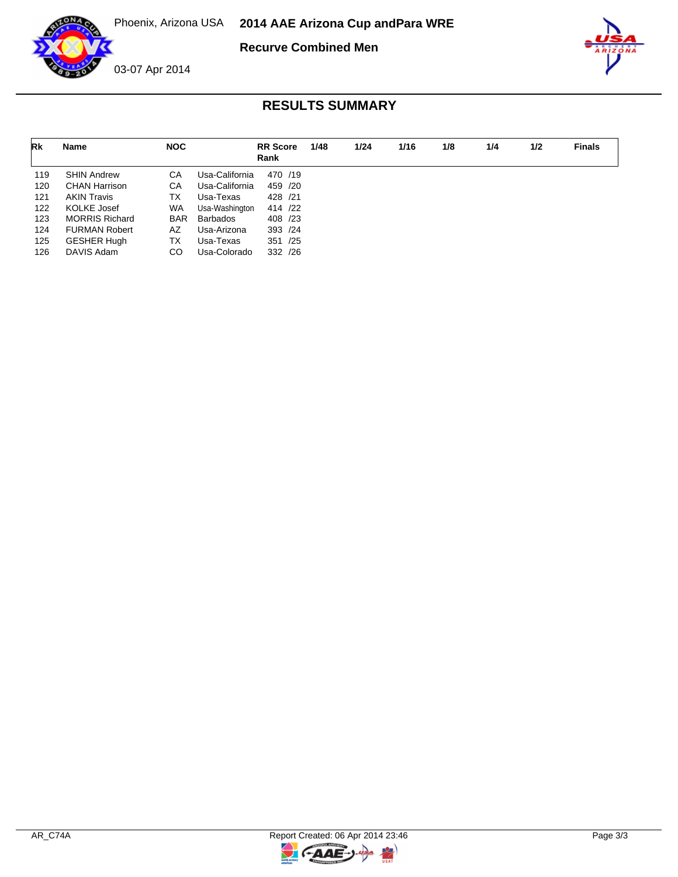## RESULTS SUMMARY

| Rk | Name | NOC | | RR Score Rank | 1/48 | 1/24 | 1/16 | 1/8 | 1/4 | 1/2 | Finals |
|---|---|---|---|---|---|---|---|---|---|---|---|
| 119 | SHIN Andrew | CA | Usa-California | 470 /19 | | | | | | | |
| 120 | CHAN Harrison | CA | Usa-California | 459 /20 | | | | | | | |
| 121 | AKIN Travis | TX | Usa-Texas | 428 /21 | | | | | | | |
| 122 | KOLKE Josef | WA | Usa-Washington | 414 /22 | | | | | | | |
| 123 | MORRIS Richard | BAR | Barbados | 408 /23 | | | | | | | |
| 124 | FURMAN Robert | AZ | Usa-Arizona | 393 /24 | | | | | | | |
| 125 | GESHER Hugh | TX | Usa-Texas | 351 /25 | | | | | | | |
| 126 | DAVIS Adam | CO | Usa-Colorado | 332 /26 | | | | | | | |

AR_C74A

Report Created: 06 Apr 2014 23:46